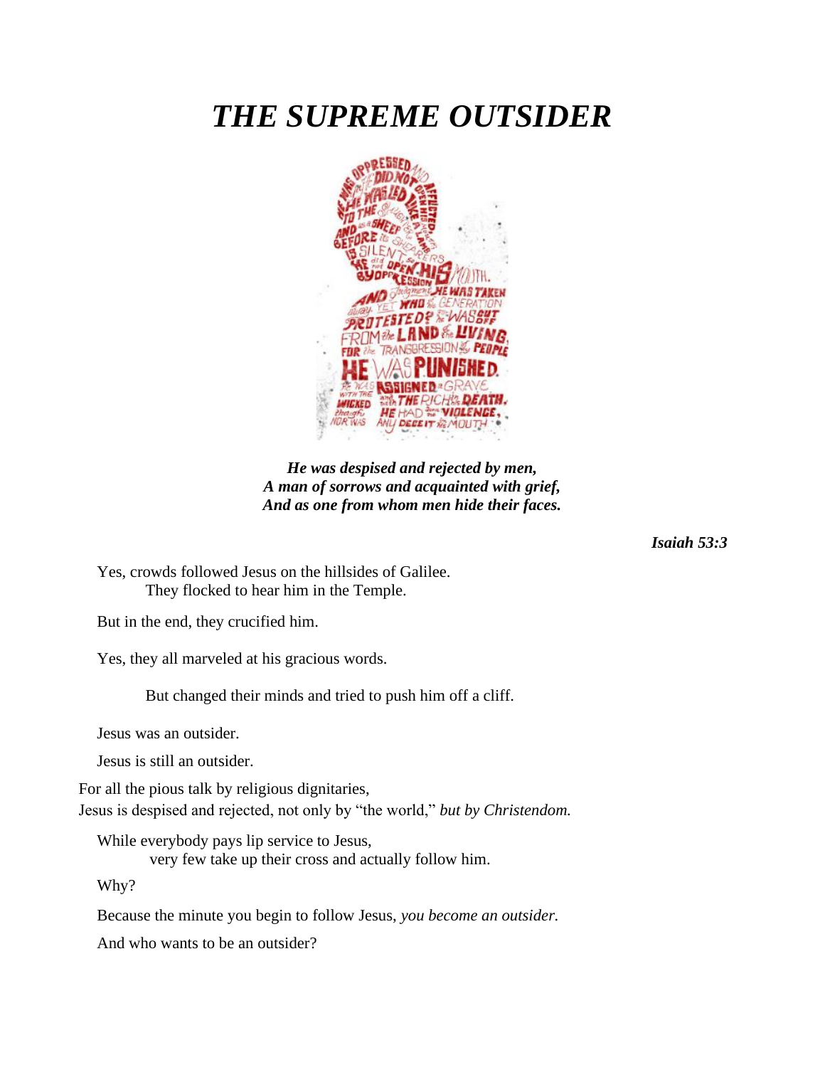# *THE SUPREME OUTSIDER*

***He was despised and rejected by men,***
***A man of sorrows and acquainted with grief,***
***And as one from whom men hide their faces.***

***Isaiah 53:3***

Yes, crowds followed Jesus on the hillsides of Galilee.
They flocked to hear him in the Temple.

But in the end, they crucified him.

Yes, they all marveled at his gracious words.

But changed their minds and tried to push him off a cliff.

Jesus was an outsider.

Jesus is still an outsider.

For all the pious talk by religious dignitaries,
Jesus is despised and rejected, not only by "the world," *but by Christendom.*

While everybody pays lip service to Jesus,
very few take up their cross and actually follow him.

Why?

Because the minute you begin to follow Jesus, *you become an outsider.*

And who wants to be an outsider?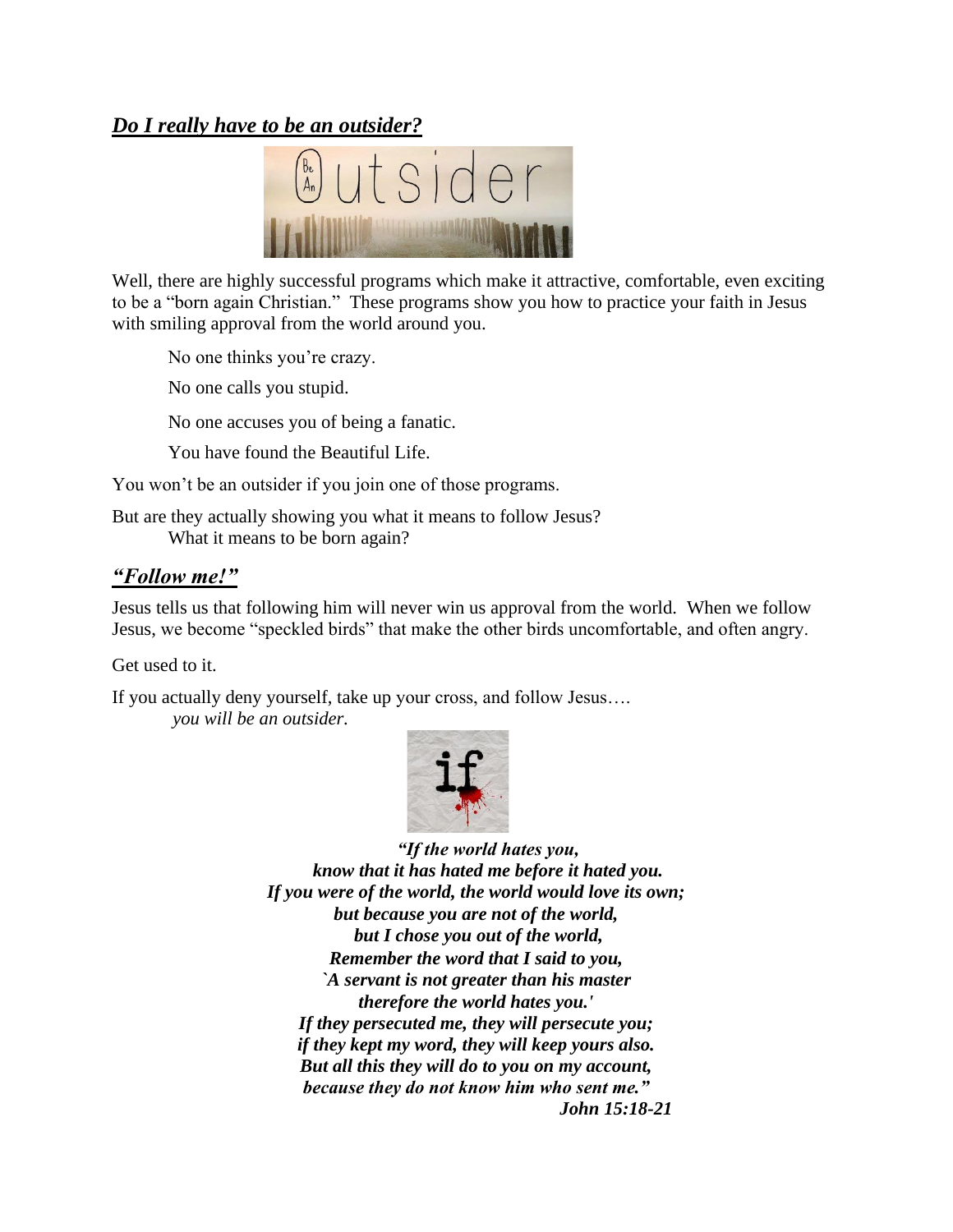## ***Do I really have to be an outsider?***

Well, there are highly successful programs which make it attractive, comfortable, even exciting to be a "born again Christian." These programs show you how to practice your faith in Jesus with smiling approval from the world around you.

> No one thinks you're crazy.
>
> No one calls you stupid.
>
> No one accuses you of being a fanatic.
>
> You have found the Beautiful Life.

You won't be an outsider if you join one of those programs.

But are they actually showing you what it means to follow Jesus?
What it means to be born again?

## ***"Follow me!"***

Jesus tells us that following him will never win us approval from the world. When we follow Jesus, we become "speckled birds" that make the other birds uncomfortable, and often angry.

Get used to it.

If you actually deny yourself, take up your cross, and follow Jesus….
*you will be an outsider.*

***"If the world hates you,
know that it has hated me before it hated you.
If you were of the world, the world would love its own;
but because you are not of the world,
but I chose you out of the world,
Remember the word that I said to you,
`A servant is not greater than his master
therefore the world hates you.'
If they persecuted me, they will persecute you;
if they kept my word, they will keep yours also.
But all this they will do to you on my account,
because they do not know him who sent me."***

***John 15:18-21***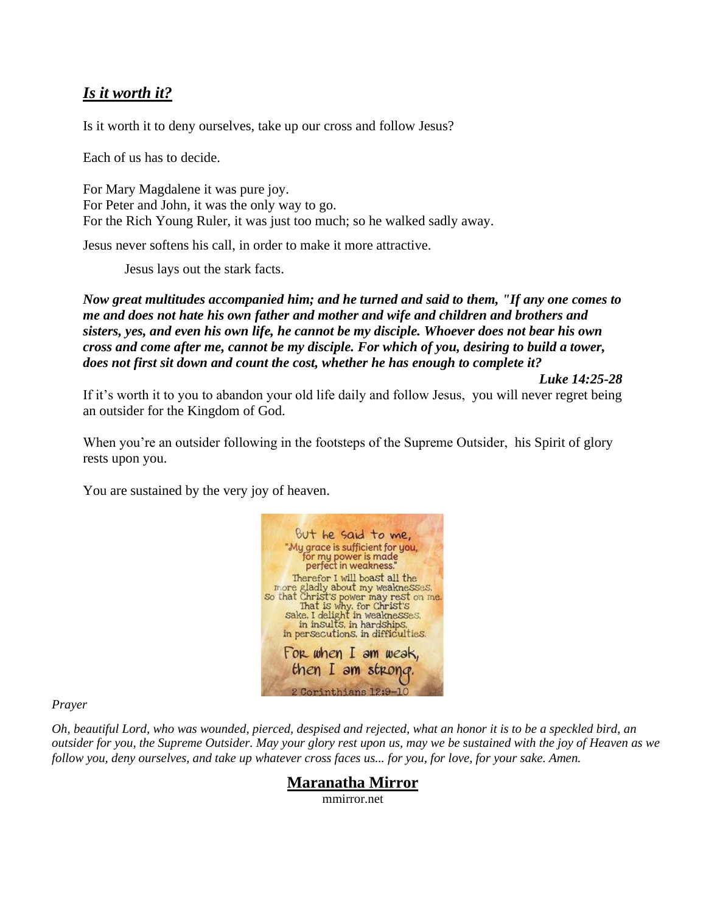## ***Is it worth it?***

Is it worth it to deny ourselves, take up our cross and follow Jesus?

Each of us has to decide.

For Mary Magdalene it was pure joy.
For Peter and John, it was the only way to go.
For the Rich Young Ruler, it was just too much; so he walked sadly away.

Jesus never softens his call, in order to make it more attractive.

Jesus lays out the stark facts.

***Now great multitudes accompanied him; and he turned and said to them, "If any one comes to me and does not hate his own father and mother and wife and children and brothers and sisters, yes, and even his own life, he cannot be my disciple. Whoever does not bear his own cross and come after me, cannot be my disciple. For which of you, desiring to build a tower, does not first sit down and count the cost, whether he has enough to complete it?***

***Luke 14:25-28***

If it's worth it to you to abandon your old life daily and follow Jesus, you will never regret being an outsider for the Kingdom of God.

When you're an outsider following in the footsteps of the Supreme Outsider, his Spirit of glory rests upon you.

You are sustained by the very joy of heaven.

But he said to me,
"My grace is sufficient for you,
for my power is made
perfect in weakness."
Therefor I will boast all the
more gladly about my weaknesses,
so that Christ's power may rest on me.
That is why, for Christ's
sake, I delight in weaknesses,
in insults, in hardships,
in persecutions, in difficulties.
For when I am weak,
then I am strong.
2 Corinthians 12:9-10

*Prayer*

*Oh, beautiful Lord, who was wounded, pierced, despised and rejected, what an honor it is to be a speckled bird, an outsider for you, the Supreme Outsider. May your glory rest upon us, may we be sustained with the joy of Heaven as we follow you, deny ourselves, and take up whatever cross faces us... for you, for love, for your sake. Amen.*

**Maranatha Mirror**
mmirror.net